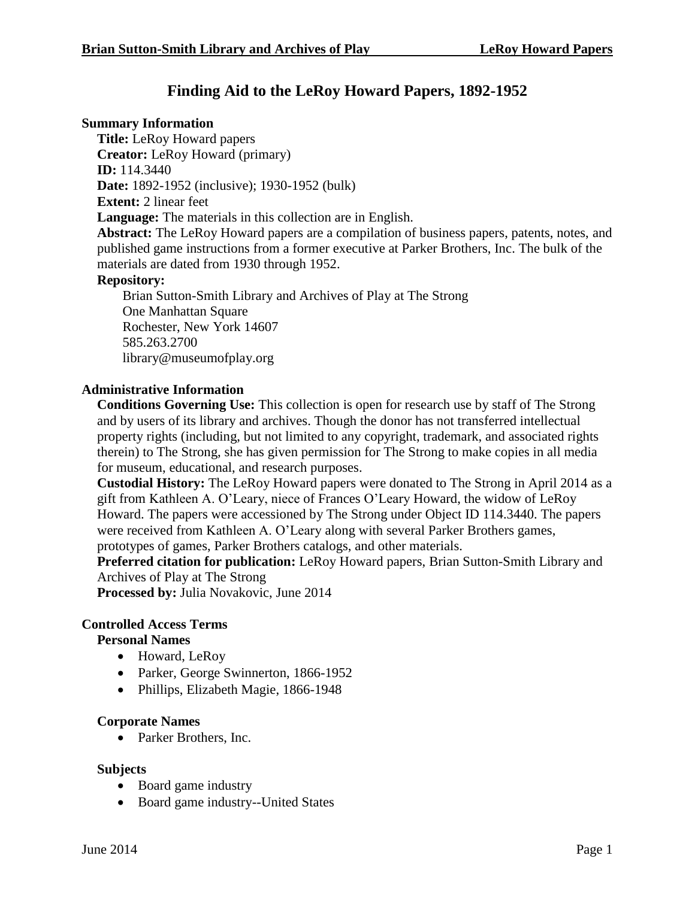# Finding Aid to the LeRoy Howard Papers, 1892-1952

## Summary Information

**Title:** LeRoy Howard papers
**Creator:** LeRoy Howard (primary)
**ID:** 114.3440
**Date:** 1892-1952 (inclusive); 1930-1952 (bulk)
**Extent:** 2 linear feet
**Language:** The materials in this collection are in English.
**Abstract:** The LeRoy Howard papers are a compilation of business papers, patents, notes, and published game instructions from a former executive at Parker Brothers, Inc. The bulk of the materials are dated from 1930 through 1952.
**Repository:**

Brian Sutton-Smith Library and Archives of Play at The Strong
One Manhattan Square
Rochester, New York 14607
585.263.2700
library@museumofplay.org

## Administrative Information

**Conditions Governing Use:** This collection is open for research use by staff of The Strong and by users of its library and archives. Though the donor has not transferred intellectual property rights (including, but not limited to any copyright, trademark, and associated rights therein) to The Strong, she has given permission for The Strong to make copies in all media for museum, educational, and research purposes.
**Custodial History:** The LeRoy Howard papers were donated to The Strong in April 2014 as a gift from Kathleen A. O'Leary, niece of Frances O'Leary Howard, the widow of LeRoy Howard. The papers were accessioned by The Strong under Object ID 114.3440. The papers were received from Kathleen A. O'Leary along with several Parker Brothers games, prototypes of games, Parker Brothers catalogs, and other materials.
**Preferred citation for publication:** LeRoy Howard papers, Brian Sutton-Smith Library and Archives of Play at The Strong
**Processed by:** Julia Novakovic, June 2014

## Controlled Access Terms

### Personal Names

- Howard, LeRoy
- Parker, George Swinnerton, 1866-1952
- Phillips, Elizabeth Magie, 1866-1948

### Corporate Names

- Parker Brothers, Inc.

### Subjects

- Board game industry
- Board game industry--United States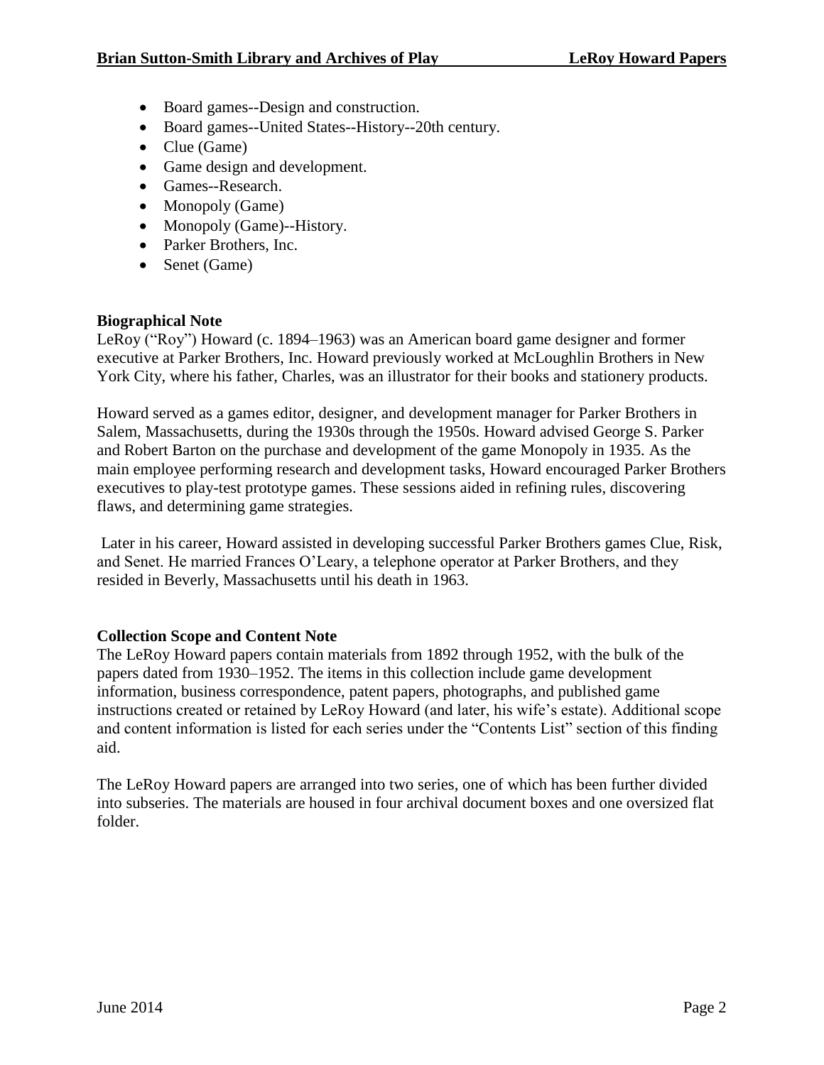- Board games--Design and construction.
- Board games--United States--History--20th century.
- Clue (Game)
- Game design and development.
- Games--Research.
- Monopoly (Game)
- Monopoly (Game)--History.
- Parker Brothers, Inc.
- Senet (Game)

**Biographical Note**

LeRoy ("Roy") Howard (c. 1894–1963) was an American board game designer and former executive at Parker Brothers, Inc. Howard previously worked at McLoughlin Brothers in New York City, where his father, Charles, was an illustrator for their books and stationery products.

Howard served as a games editor, designer, and development manager for Parker Brothers in Salem, Massachusetts, during the 1930s through the 1950s. Howard advised George S. Parker and Robert Barton on the purchase and development of the game Monopoly in 1935. As the main employee performing research and development tasks, Howard encouraged Parker Brothers executives to play-test prototype games. These sessions aided in refining rules, discovering flaws, and determining game strategies.

Later in his career, Howard assisted in developing successful Parker Brothers games Clue, Risk, and Senet. He married Frances O'Leary, a telephone operator at Parker Brothers, and they resided in Beverly, Massachusetts until his death in 1963.

**Collection Scope and Content Note**

The LeRoy Howard papers contain materials from 1892 through 1952, with the bulk of the papers dated from 1930–1952. The items in this collection include game development information, business correspondence, patent papers, photographs, and published game instructions created or retained by LeRoy Howard (and later, his wife's estate). Additional scope and content information is listed for each series under the "Contents List" section of this finding aid.

The LeRoy Howard papers are arranged into two series, one of which has been further divided into subseries. The materials are housed in four archival document boxes and one oversized flat folder.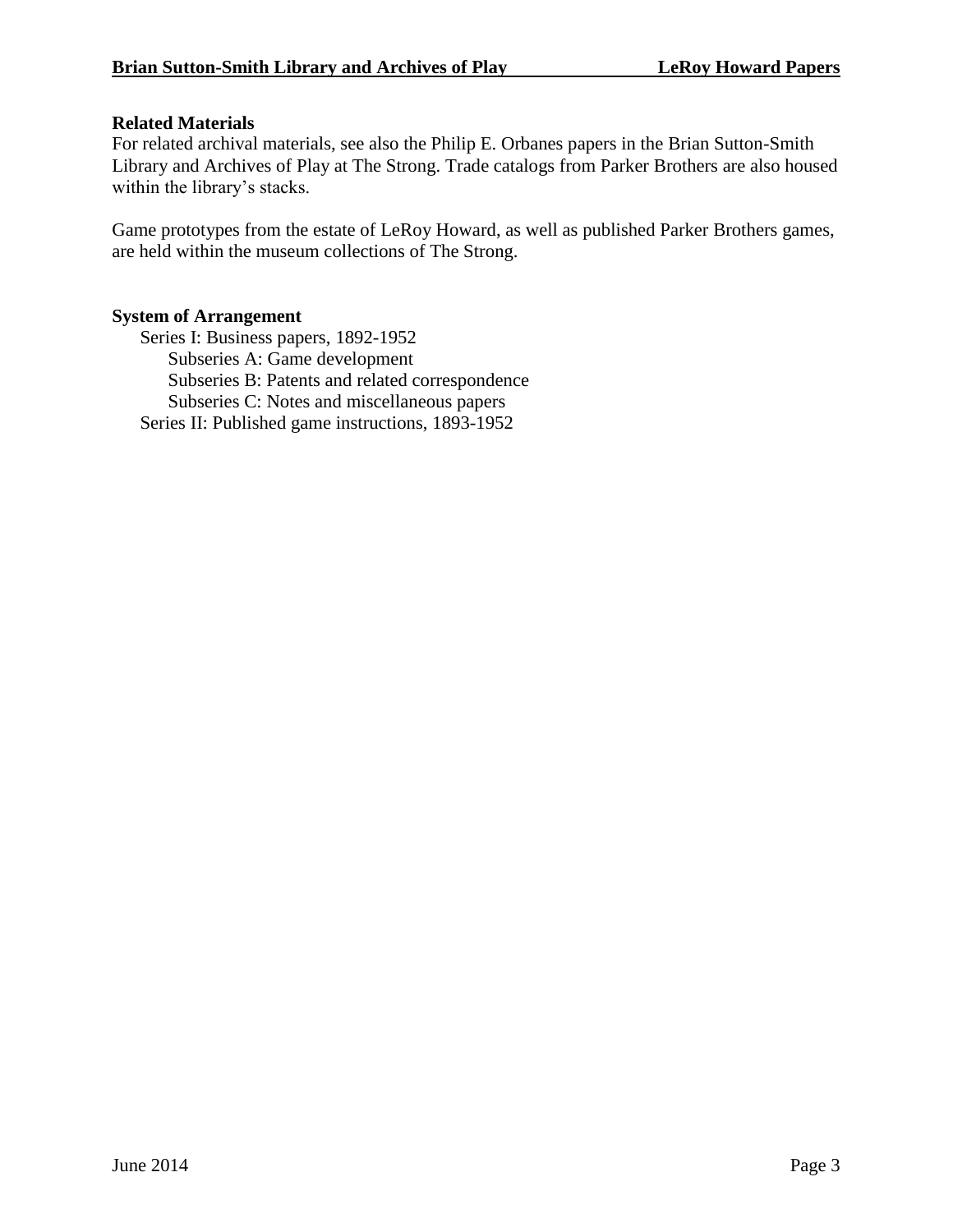## Related Materials

For related archival materials, see also the Philip E. Orbanes papers in the Brian Sutton-Smith Library and Archives of Play at The Strong. Trade catalogs from Parker Brothers are also housed within the library's stacks.

Game prototypes from the estate of LeRoy Howard, as well as published Parker Brothers games, are held within the museum collections of The Strong.

## System of Arrangement

- Series I: Business papers, 1892-1952
  - Subseries A: Game development
  - Subseries B: Patents and related correspondence
  - Subseries C: Notes and miscellaneous papers
- Series II: Published game instructions, 1893-1952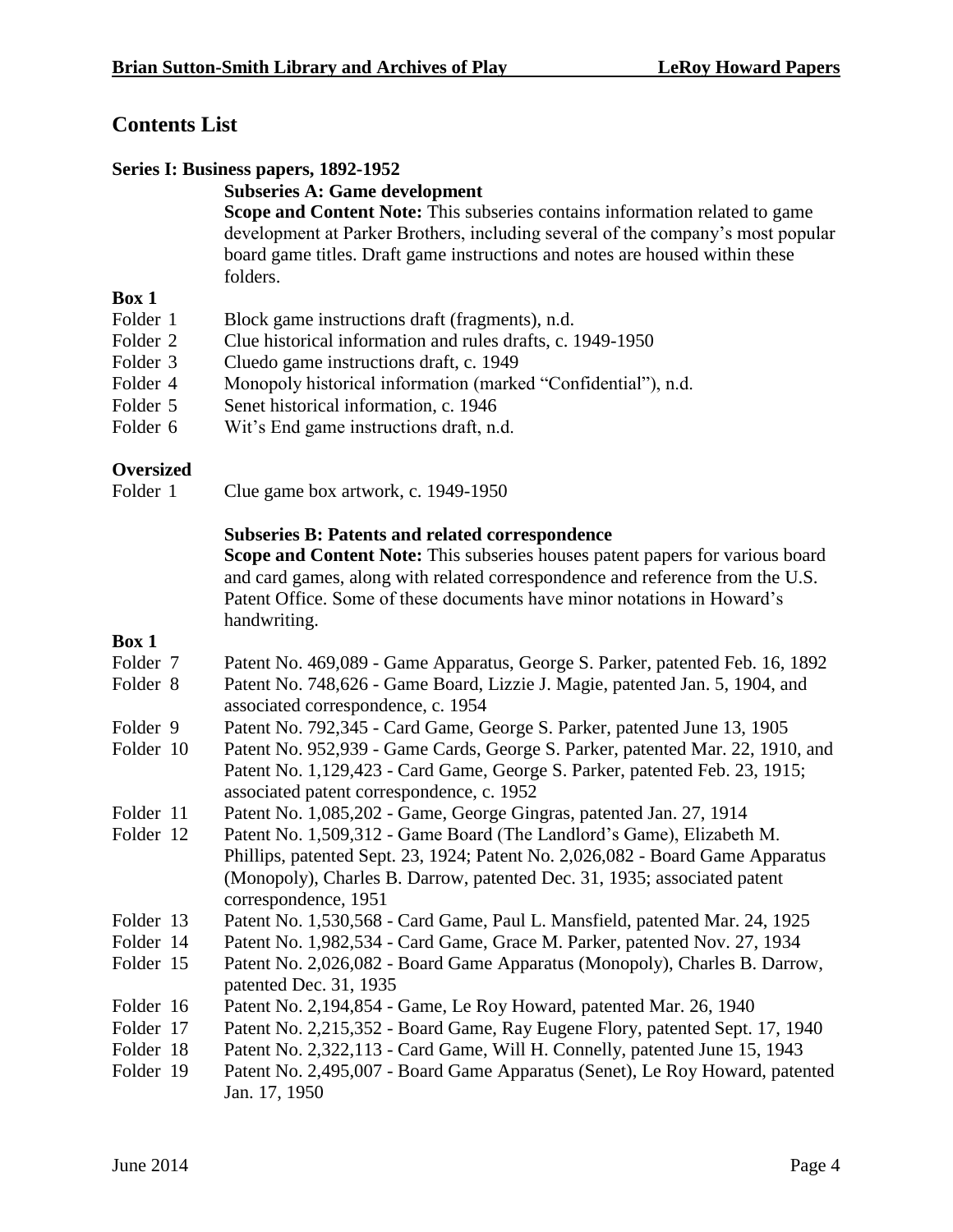## Contents List

### Series I: Business papers, 1892-1952

#### Subseries A: Game development

**Scope and Content Note:** This subseries contains information related to game development at Parker Brothers, including several of the company's most popular board game titles. Draft game instructions and notes are housed within these folders.

**Box 1**

| | |
|---|---|
| Folder 1 | Block game instructions draft (fragments), n.d. |
| Folder 2 | Clue historical information and rules drafts, c. 1949-1950 |
| Folder 3 | Cluedo game instructions draft, c. 1949 |
| Folder 4 | Monopoly historical information (marked "Confidential"), n.d. |
| Folder 5 | Senet historical information, c. 1946 |
| Folder 6 | Wit's End game instructions draft, n.d. |

**Oversized**

| | |
|---|---|
| Folder 1 | Clue game box artwork, c. 1949-1950 |

#### Subseries B: Patents and related correspondence

**Scope and Content Note:** This subseries houses patent papers for various board and card games, along with related correspondence and reference from the U.S. Patent Office. Some of these documents have minor notations in Howard's handwriting.

**Box 1**

| | |
|---|---|
| Folder 7 | Patent No. 469,089 - Game Apparatus, George S. Parker, patented Feb. 16, 1892 |
| Folder 8 | Patent No. 748,626 - Game Board, Lizzie J. Magie, patented Jan. 5, 1904, and associated correspondence, c. 1954 |
| Folder 9 | Patent No. 792,345 - Card Game, George S. Parker, patented June 13, 1905 |
| Folder 10 | Patent No. 952,939 - Game Cards, George S. Parker, patented Mar. 22, 1910, and Patent No. 1,129,423 - Card Game, George S. Parker, patented Feb. 23, 1915; associated patent correspondence, c. 1952 |
| Folder 11 | Patent No. 1,085,202 - Game, George Gingras, patented Jan. 27, 1914 |
| Folder 12 | Patent No. 1,509,312 - Game Board (The Landlord's Game), Elizabeth M. Phillips, patented Sept. 23, 1924; Patent No. 2,026,082 - Board Game Apparatus (Monopoly), Charles B. Darrow, patented Dec. 31, 1935; associated patent correspondence, 1951 |
| Folder 13 | Patent No. 1,530,568 - Card Game, Paul L. Mansfield, patented Mar. 24, 1925 |
| Folder 14 | Patent No. 1,982,534 - Card Game, Grace M. Parker, patented Nov. 27, 1934 |
| Folder 15 | Patent No. 2,026,082 - Board Game Apparatus (Monopoly), Charles B. Darrow, patented Dec. 31, 1935 |
| Folder 16 | Patent No. 2,194,854 - Game, Le Roy Howard, patented Mar. 26, 1940 |
| Folder 17 | Patent No. 2,215,352 - Board Game, Ray Eugene Flory, patented Sept. 17, 1940 |
| Folder 18 | Patent No. 2,322,113 - Card Game, Will H. Connelly, patented June 15, 1943 |
| Folder 19 | Patent No. 2,495,007 - Board Game Apparatus (Senet), Le Roy Howard, patented Jan. 17, 1950 |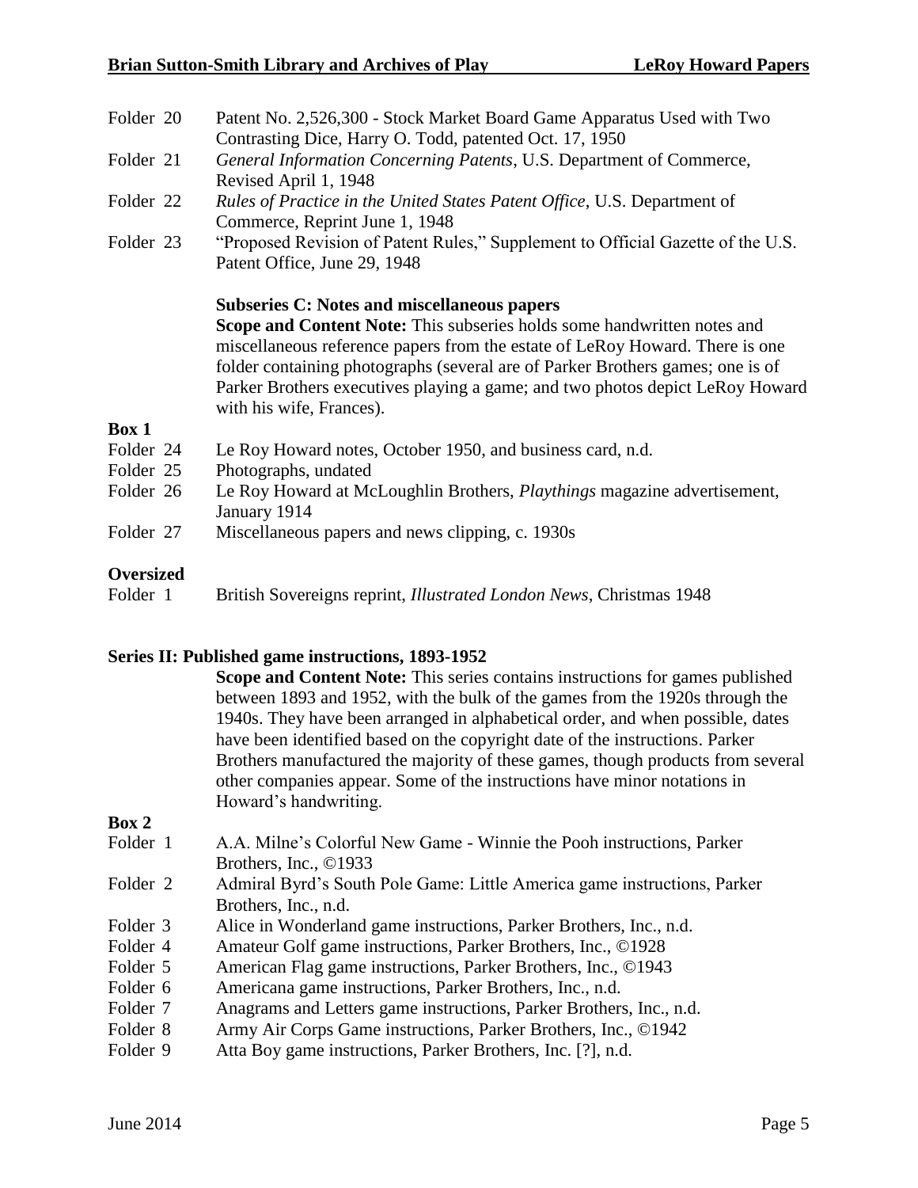Folder 20 Patent No. 2,526,300 - Stock Market Board Game Apparatus Used with Two Contrasting Dice, Harry O. Todd, patented Oct. 17, 1950

Folder 21 *General Information Concerning Patents*, U.S. Department of Commerce, Revised April 1, 1948

Folder 22 *Rules of Practice in the United States Patent Office*, U.S. Department of Commerce, Reprint June 1, 1948

Folder 23 "Proposed Revision of Patent Rules," Supplement to Official Gazette of the U.S. Patent Office, June 29, 1948

**Subseries C: Notes and miscellaneous papers**

**Scope and Content Note:** This subseries holds some handwritten notes and miscellaneous reference papers from the estate of LeRoy Howard. There is one folder containing photographs (several are of Parker Brothers games; one is of Parker Brothers executives playing a game; and two photos depict LeRoy Howard with his wife, Frances).

**Box 1**

Folder 24 Le Roy Howard notes, October 1950, and business card, n.d.

Folder 25 Photographs, undated

Folder 26 Le Roy Howard at McLoughlin Brothers, *Playthings* magazine advertisement, January 1914

Folder 27 Miscellaneous papers and news clipping, c. 1930s

**Oversized**

Folder 1 British Sovereigns reprint, *Illustrated London News*, Christmas 1948

**Series II: Published game instructions, 1893-1952**

**Scope and Content Note:** This series contains instructions for games published between 1893 and 1952, with the bulk of the games from the 1920s through the 1940s. They have been arranged in alphabetical order, and when possible, dates have been identified based on the copyright date of the instructions. Parker Brothers manufactured the majority of these games, though products from several other companies appear. Some of the instructions have minor notations in Howard's handwriting.

**Box 2**

Folder 1 A.A. Milne's Colorful New Game - Winnie the Pooh instructions, Parker Brothers, Inc., ©1933

Folder 2 Admiral Byrd's South Pole Game: Little America game instructions, Parker Brothers, Inc., n.d.

Folder 3 Alice in Wonderland game instructions, Parker Brothers, Inc., n.d.

Folder 4 Amateur Golf game instructions, Parker Brothers, Inc., ©1928

Folder 5 American Flag game instructions, Parker Brothers, Inc., ©1943

Folder 6 Americana game instructions, Parker Brothers, Inc., n.d.

Folder 7 Anagrams and Letters game instructions, Parker Brothers, Inc., n.d.

Folder 8 Army Air Corps Game instructions, Parker Brothers, Inc., ©1942

Folder 9 Atta Boy game instructions, Parker Brothers, Inc. [?], n.d.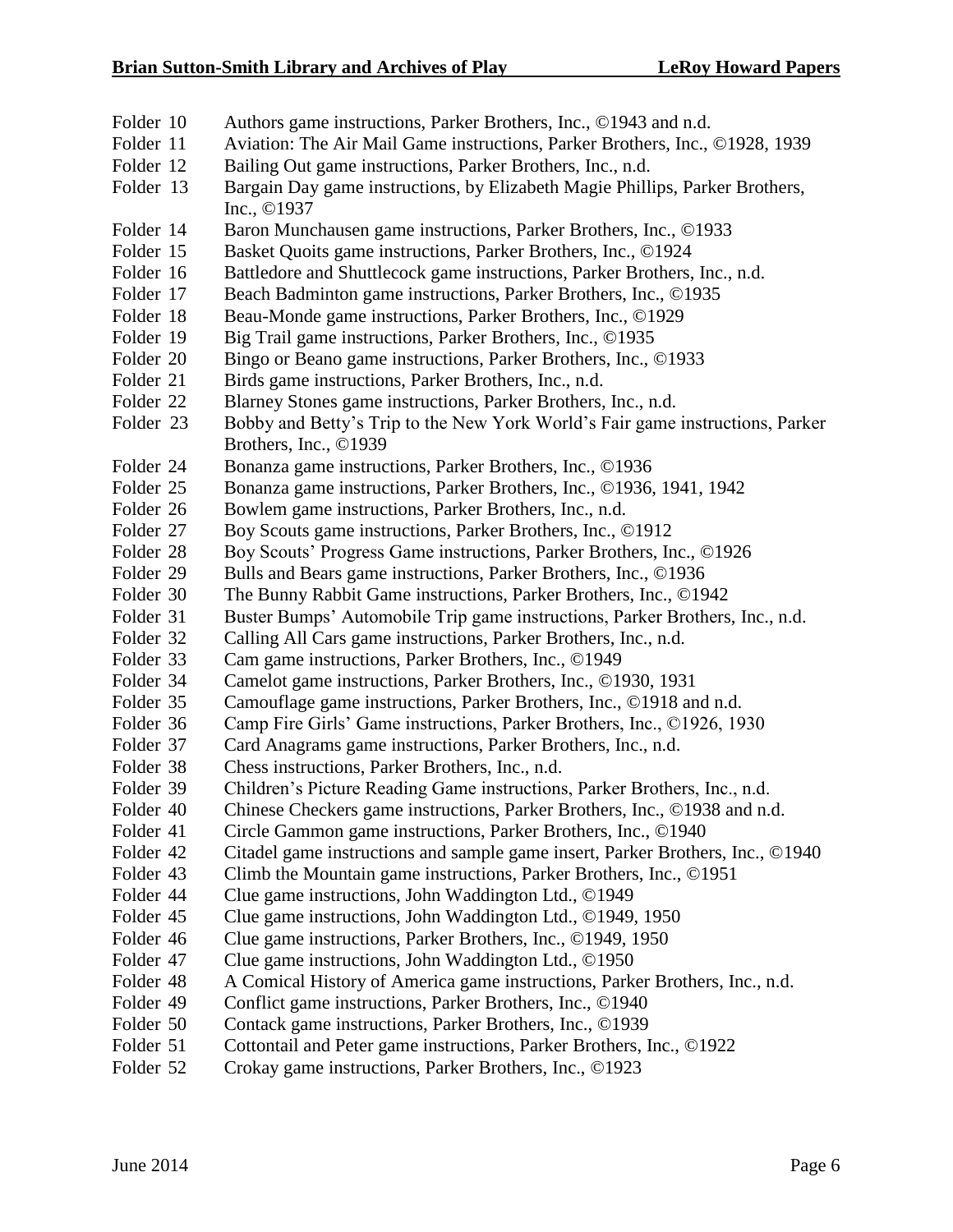Folder 10 Authors game instructions, Parker Brothers, Inc., ©1943 and n.d.
Folder 11 Aviation: The Air Mail Game instructions, Parker Brothers, Inc., ©1928, 1939
Folder 12 Bailing Out game instructions, Parker Brothers, Inc., n.d.
Folder 13 Bargain Day game instructions, by Elizabeth Magie Phillips, Parker Brothers, Inc., ©1937
Folder 14 Baron Munchausen game instructions, Parker Brothers, Inc., ©1933
Folder 15 Basket Quoits game instructions, Parker Brothers, Inc., ©1924
Folder 16 Battledore and Shuttlecock game instructions, Parker Brothers, Inc., n.d.
Folder 17 Beach Badminton game instructions, Parker Brothers, Inc., ©1935
Folder 18 Beau-Monde game instructions, Parker Brothers, Inc., ©1929
Folder 19 Big Trail game instructions, Parker Brothers, Inc., ©1935
Folder 20 Bingo or Beano game instructions, Parker Brothers, Inc., ©1933
Folder 21 Birds game instructions, Parker Brothers, Inc., n.d.
Folder 22 Blarney Stones game instructions, Parker Brothers, Inc., n.d.
Folder 23 Bobby and Betty's Trip to the New York World's Fair game instructions, Parker Brothers, Inc., ©1939
Folder 24 Bonanza game instructions, Parker Brothers, Inc., ©1936
Folder 25 Bonanza game instructions, Parker Brothers, Inc., ©1936, 1941, 1942
Folder 26 Bowlem game instructions, Parker Brothers, Inc., n.d.
Folder 27 Boy Scouts game instructions, Parker Brothers, Inc., ©1912
Folder 28 Boy Scouts' Progress Game instructions, Parker Brothers, Inc., ©1926
Folder 29 Bulls and Bears game instructions, Parker Brothers, Inc., ©1936
Folder 30 The Bunny Rabbit Game instructions, Parker Brothers, Inc., ©1942
Folder 31 Buster Bumps' Automobile Trip game instructions, Parker Brothers, Inc., n.d.
Folder 32 Calling All Cars game instructions, Parker Brothers, Inc., n.d.
Folder 33 Cam game instructions, Parker Brothers, Inc., ©1949
Folder 34 Camelot game instructions, Parker Brothers, Inc., ©1930, 1931
Folder 35 Camouflage game instructions, Parker Brothers, Inc., ©1918 and n.d.
Folder 36 Camp Fire Girls' Game instructions, Parker Brothers, Inc., ©1926, 1930
Folder 37 Card Anagrams game instructions, Parker Brothers, Inc., n.d.
Folder 38 Chess instructions, Parker Brothers, Inc., n.d.
Folder 39 Children's Picture Reading Game instructions, Parker Brothers, Inc., n.d.
Folder 40 Chinese Checkers game instructions, Parker Brothers, Inc., ©1938 and n.d.
Folder 41 Circle Gammon game instructions, Parker Brothers, Inc., ©1940
Folder 42 Citadel game instructions and sample game insert, Parker Brothers, Inc., ©1940
Folder 43 Climb the Mountain game instructions, Parker Brothers, Inc., ©1951
Folder 44 Clue game instructions, John Waddington Ltd., ©1949
Folder 45 Clue game instructions, John Waddington Ltd., ©1949, 1950
Folder 46 Clue game instructions, Parker Brothers, Inc., ©1949, 1950
Folder 47 Clue game instructions, John Waddington Ltd., ©1950
Folder 48 A Comical History of America game instructions, Parker Brothers, Inc., n.d.
Folder 49 Conflict game instructions, Parker Brothers, Inc., ©1940
Folder 50 Contack game instructions, Parker Brothers, Inc., ©1939
Folder 51 Cottontail and Peter game instructions, Parker Brothers, Inc., ©1922
Folder 52 Crokay game instructions, Parker Brothers, Inc., ©1923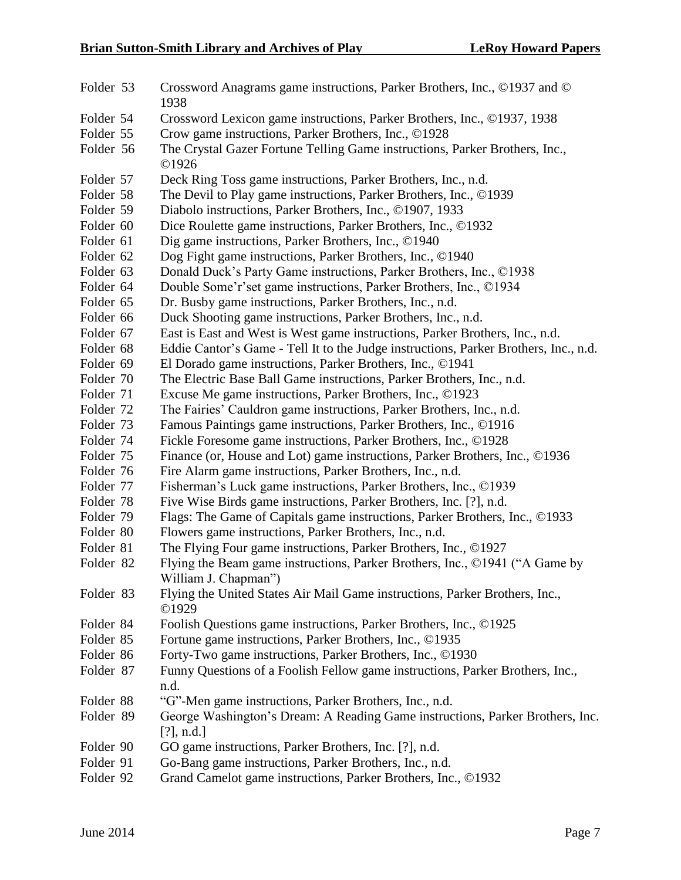Folder 53 Crossword Anagrams game instructions, Parker Brothers, Inc., ©1937 and © 1938

Folder 54 Crossword Lexicon game instructions, Parker Brothers, Inc., ©1937, 1938

Folder 55 Crow game instructions, Parker Brothers, Inc., ©1928

Folder 56 The Crystal Gazer Fortune Telling Game instructions, Parker Brothers, Inc., ©1926

Folder 57 Deck Ring Toss game instructions, Parker Brothers, Inc., n.d.

Folder 58 The Devil to Play game instructions, Parker Brothers, Inc., ©1939

Folder 59 Diabolo instructions, Parker Brothers, Inc., ©1907, 1933

Folder 60 Dice Roulette game instructions, Parker Brothers, Inc., ©1932

Folder 61 Dig game instructions, Parker Brothers, Inc., ©1940

Folder 62 Dog Fight game instructions, Parker Brothers, Inc., ©1940

Folder 63 Donald Duck's Party Game instructions, Parker Brothers, Inc., ©1938

Folder 64 Double Some'r'set game instructions, Parker Brothers, Inc., ©1934

Folder 65 Dr. Busby game instructions, Parker Brothers, Inc., n.d.

Folder 66 Duck Shooting game instructions, Parker Brothers, Inc., n.d.

Folder 67 East is East and West is West game instructions, Parker Brothers, Inc., n.d.

Folder 68 Eddie Cantor's Game - Tell It to the Judge instructions, Parker Brothers, Inc., n.d.

Folder 69 El Dorado game instructions, Parker Brothers, Inc., ©1941

Folder 70 The Electric Base Ball Game instructions, Parker Brothers, Inc., n.d.

Folder 71 Excuse Me game instructions, Parker Brothers, Inc., ©1923

Folder 72 The Fairies' Cauldron game instructions, Parker Brothers, Inc., n.d.

Folder 73 Famous Paintings game instructions, Parker Brothers, Inc., ©1916

Folder 74 Fickle Foresome game instructions, Parker Brothers, Inc., ©1928

Folder 75 Finance (or, House and Lot) game instructions, Parker Brothers, Inc., ©1936

Folder 76 Fire Alarm game instructions, Parker Brothers, Inc., n.d.

Folder 77 Fisherman's Luck game instructions, Parker Brothers, Inc., ©1939

Folder 78 Five Wise Birds game instructions, Parker Brothers, Inc. [?], n.d.

Folder 79 Flags: The Game of Capitals game instructions, Parker Brothers, Inc., ©1933

Folder 80 Flowers game instructions, Parker Brothers, Inc., n.d.

Folder 81 The Flying Four game instructions, Parker Brothers, Inc., ©1927

Folder 82 Flying the Beam game instructions, Parker Brothers, Inc., ©1941 ("A Game by William J. Chapman")

Folder 83 Flying the United States Air Mail Game instructions, Parker Brothers, Inc., ©1929

Folder 84 Foolish Questions game instructions, Parker Brothers, Inc., ©1925

Folder 85 Fortune game instructions, Parker Brothers, Inc., ©1935

Folder 86 Forty-Two game instructions, Parker Brothers, Inc., ©1930

Folder 87 Funny Questions of a Foolish Fellow game instructions, Parker Brothers, Inc., n.d.

Folder 88 "G"-Men game instructions, Parker Brothers, Inc., n.d.

Folder 89 George Washington's Dream: A Reading Game instructions, Parker Brothers, Inc. [?], n.d.]

Folder 90 GO game instructions, Parker Brothers, Inc. [?], n.d.

Folder 91 Go-Bang game instructions, Parker Brothers, Inc., n.d.

Folder 92 Grand Camelot game instructions, Parker Brothers, Inc., ©1932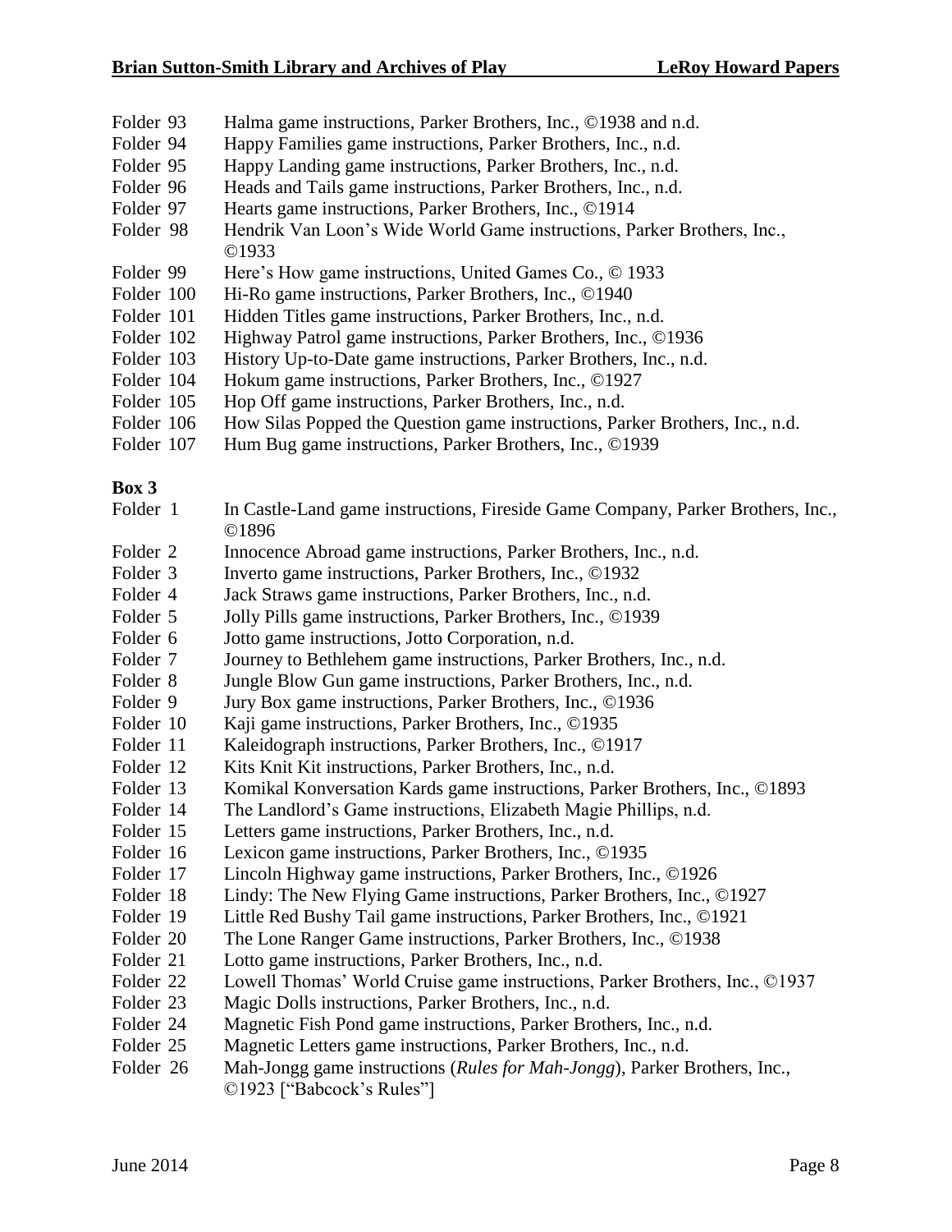Folder 93 Halma game instructions, Parker Brothers, Inc., ©1938 and n.d.
Folder 94 Happy Families game instructions, Parker Brothers, Inc., n.d.
Folder 95 Happy Landing game instructions, Parker Brothers, Inc., n.d.
Folder 96 Heads and Tails game instructions, Parker Brothers, Inc., n.d.
Folder 97 Hearts game instructions, Parker Brothers, Inc., ©1914
Folder 98 Hendrik Van Loon's Wide World Game instructions, Parker Brothers, Inc., ©1933
Folder 99 Here's How game instructions, United Games Co., © 1933
Folder 100 Hi-Ro game instructions, Parker Brothers, Inc., ©1940
Folder 101 Hidden Titles game instructions, Parker Brothers, Inc., n.d.
Folder 102 Highway Patrol game instructions, Parker Brothers, Inc., ©1936
Folder 103 History Up-to-Date game instructions, Parker Brothers, Inc., n.d.
Folder 104 Hokum game instructions, Parker Brothers, Inc., ©1927
Folder 105 Hop Off game instructions, Parker Brothers, Inc., n.d.
Folder 106 How Silas Popped the Question game instructions, Parker Brothers, Inc., n.d.
Folder 107 Hum Bug game instructions, Parker Brothers, Inc., ©1939

**Box 3**

Folder 1 In Castle-Land game instructions, Fireside Game Company, Parker Brothers, Inc., ©1896
Folder 2 Innocence Abroad game instructions, Parker Brothers, Inc., n.d.
Folder 3 Inverto game instructions, Parker Brothers, Inc., ©1932
Folder 4 Jack Straws game instructions, Parker Brothers, Inc., n.d.
Folder 5 Jolly Pills game instructions, Parker Brothers, Inc., ©1939
Folder 6 Jotto game instructions, Jotto Corporation, n.d.
Folder 7 Journey to Bethlehem game instructions, Parker Brothers, Inc., n.d.
Folder 8 Jungle Blow Gun game instructions, Parker Brothers, Inc., n.d.
Folder 9 Jury Box game instructions, Parker Brothers, Inc., ©1936
Folder 10 Kaji game instructions, Parker Brothers, Inc., ©1935
Folder 11 Kaleidograph instructions, Parker Brothers, Inc., ©1917
Folder 12 Kits Knit Kit instructions, Parker Brothers, Inc., n.d.
Folder 13 Komikal Konversation Kards game instructions, Parker Brothers, Inc., ©1893
Folder 14 The Landlord's Game instructions, Elizabeth Magie Phillips, n.d.
Folder 15 Letters game instructions, Parker Brothers, Inc., n.d.
Folder 16 Lexicon game instructions, Parker Brothers, Inc., ©1935
Folder 17 Lincoln Highway game instructions, Parker Brothers, Inc., ©1926
Folder 18 Lindy: The New Flying Game instructions, Parker Brothers, Inc., ©1927
Folder 19 Little Red Bushy Tail game instructions, Parker Brothers, Inc., ©1921
Folder 20 The Lone Ranger Game instructions, Parker Brothers, Inc., ©1938
Folder 21 Lotto game instructions, Parker Brothers, Inc., n.d.
Folder 22 Lowell Thomas' World Cruise game instructions, Parker Brothers, Inc., ©1937
Folder 23 Magic Dolls instructions, Parker Brothers, Inc., n.d.
Folder 24 Magnetic Fish Pond game instructions, Parker Brothers, Inc., n.d.
Folder 25 Magnetic Letters game instructions, Parker Brothers, Inc., n.d.
Folder 26 Mah-Jongg game instructions (*Rules for Mah-Jongg*), Parker Brothers, Inc., ©1923 ["Babcock's Rules"]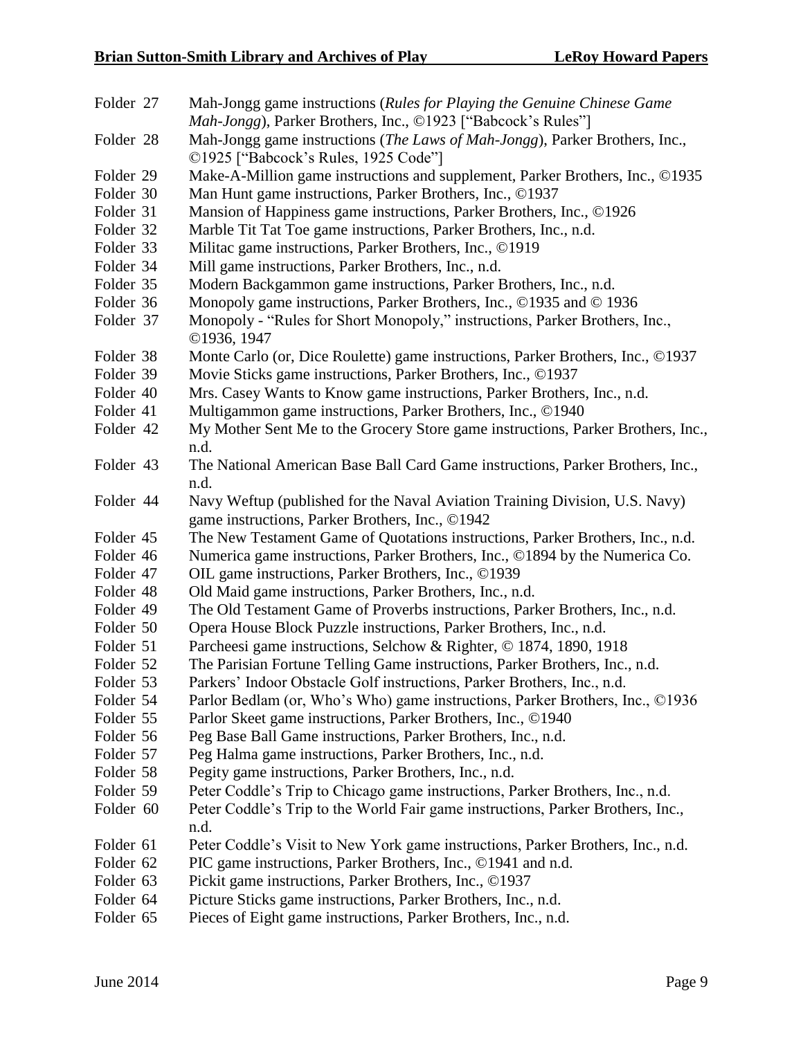| | |
|---|---|
| Folder 27 | Mah-Jongg game instructions (*Rules for Playing the Genuine Chinese Game Mah-Jongg*), Parker Brothers, Inc., ©1923 ["Babcock's Rules"] |
| Folder 28 | Mah-Jongg game instructions (*The Laws of Mah-Jongg*), Parker Brothers, Inc., ©1925 ["Babcock's Rules, 1925 Code"] |
| Folder 29 | Make-A-Million game instructions and supplement, Parker Brothers, Inc., ©1935 |
| Folder 30 | Man Hunt game instructions, Parker Brothers, Inc., ©1937 |
| Folder 31 | Mansion of Happiness game instructions, Parker Brothers, Inc., ©1926 |
| Folder 32 | Marble Tit Tat Toe game instructions, Parker Brothers, Inc., n.d. |
| Folder 33 | Militac game instructions, Parker Brothers, Inc., ©1919 |
| Folder 34 | Mill game instructions, Parker Brothers, Inc., n.d. |
| Folder 35 | Modern Backgammon game instructions, Parker Brothers, Inc., n.d. |
| Folder 36 | Monopoly game instructions, Parker Brothers, Inc., ©1935 and © 1936 |
| Folder 37 | Monopoly - "Rules for Short Monopoly," instructions, Parker Brothers, Inc., ©1936, 1947 |
| Folder 38 | Monte Carlo (or, Dice Roulette) game instructions, Parker Brothers, Inc., ©1937 |
| Folder 39 | Movie Sticks game instructions, Parker Brothers, Inc., ©1937 |
| Folder 40 | Mrs. Casey Wants to Know game instructions, Parker Brothers, Inc., n.d. |
| Folder 41 | Multigammon game instructions, Parker Brothers, Inc., ©1940 |
| Folder 42 | My Mother Sent Me to the Grocery Store game instructions, Parker Brothers, Inc., n.d. |
| Folder 43 | The National American Base Ball Card Game instructions, Parker Brothers, Inc., n.d. |
| Folder 44 | Navy Weftup (published for the Naval Aviation Training Division, U.S. Navy) game instructions, Parker Brothers, Inc., ©1942 |
| Folder 45 | The New Testament Game of Quotations instructions, Parker Brothers, Inc., n.d. |
| Folder 46 | Numerica game instructions, Parker Brothers, Inc., ©1894 by the Numerica Co. |
| Folder 47 | OIL game instructions, Parker Brothers, Inc., ©1939 |
| Folder 48 | Old Maid game instructions, Parker Brothers, Inc., n.d. |
| Folder 49 | The Old Testament Game of Proverbs instructions, Parker Brothers, Inc., n.d. |
| Folder 50 | Opera House Block Puzzle instructions, Parker Brothers, Inc., n.d. |
| Folder 51 | Parcheesi game instructions, Selchow & Righter, © 1874, 1890, 1918 |
| Folder 52 | The Parisian Fortune Telling Game instructions, Parker Brothers, Inc., n.d. |
| Folder 53 | Parkers' Indoor Obstacle Golf instructions, Parker Brothers, Inc., n.d. |
| Folder 54 | Parlor Bedlam (or, Who's Who) game instructions, Parker Brothers, Inc., ©1936 |
| Folder 55 | Parlor Skeet game instructions, Parker Brothers, Inc., ©1940 |
| Folder 56 | Peg Base Ball Game instructions, Parker Brothers, Inc., n.d. |
| Folder 57 | Peg Halma game instructions, Parker Brothers, Inc., n.d. |
| Folder 58 | Pegity game instructions, Parker Brothers, Inc., n.d. |
| Folder 59 | Peter Coddle's Trip to Chicago game instructions, Parker Brothers, Inc., n.d. |
| Folder 60 | Peter Coddle's Trip to the World Fair game instructions, Parker Brothers, Inc., n.d. |
| Folder 61 | Peter Coddle's Visit to New York game instructions, Parker Brothers, Inc., n.d. |
| Folder 62 | PIC game instructions, Parker Brothers, Inc., ©1941 and n.d. |
| Folder 63 | Pickit game instructions, Parker Brothers, Inc., ©1937 |
| Folder 64 | Picture Sticks game instructions, Parker Brothers, Inc., n.d. |
| Folder 65 | Pieces of Eight game instructions, Parker Brothers, Inc., n.d. |

June 2014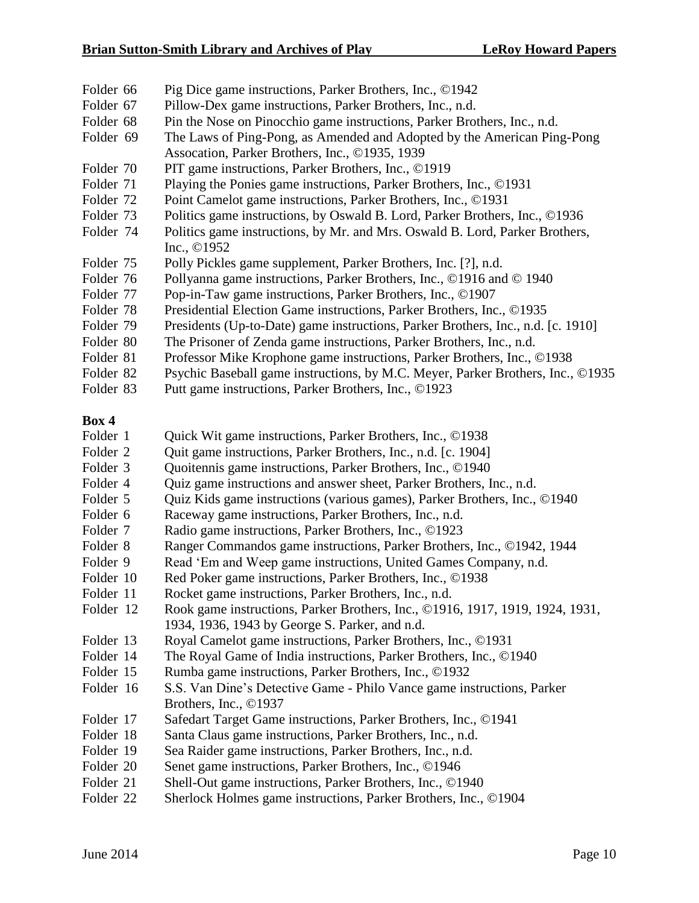Folder 66 Pig Dice game instructions, Parker Brothers, Inc., ©1942
Folder 67 Pillow-Dex game instructions, Parker Brothers, Inc., n.d.
Folder 68 Pin the Nose on Pinocchio game instructions, Parker Brothers, Inc., n.d.
Folder 69 The Laws of Ping-Pong, as Amended and Adopted by the American Ping-Pong Assocation, Parker Brothers, Inc., ©1935, 1939
Folder 70 PIT game instructions, Parker Brothers, Inc., ©1919
Folder 71 Playing the Ponies game instructions, Parker Brothers, Inc., ©1931
Folder 72 Point Camelot game instructions, Parker Brothers, Inc., ©1931
Folder 73 Politics game instructions, by Oswald B. Lord, Parker Brothers, Inc., ©1936
Folder 74 Politics game instructions, by Mr. and Mrs. Oswald B. Lord, Parker Brothers, Inc., ©1952
Folder 75 Polly Pickles game supplement, Parker Brothers, Inc. [?], n.d.
Folder 76 Pollyanna game instructions, Parker Brothers, Inc., ©1916 and © 1940
Folder 77 Pop-in-Taw game instructions, Parker Brothers, Inc., ©1907
Folder 78 Presidential Election Game instructions, Parker Brothers, Inc., ©1935
Folder 79 Presidents (Up-to-Date) game instructions, Parker Brothers, Inc., n.d. [c. 1910]
Folder 80 The Prisoner of Zenda game instructions, Parker Brothers, Inc., n.d.
Folder 81 Professor Mike Krophone game instructions, Parker Brothers, Inc., ©1938
Folder 82 Psychic Baseball game instructions, by M.C. Meyer, Parker Brothers, Inc., ©1935
Folder 83 Putt game instructions, Parker Brothers, Inc., ©1923

**Box 4**

Folder 1 Quick Wit game instructions, Parker Brothers, Inc., ©1938
Folder 2 Quit game instructions, Parker Brothers, Inc., n.d. [c. 1904]
Folder 3 Quoitennis game instructions, Parker Brothers, Inc., ©1940
Folder 4 Quiz game instructions and answer sheet, Parker Brothers, Inc., n.d.
Folder 5 Quiz Kids game instructions (various games), Parker Brothers, Inc., ©1940
Folder 6 Raceway game instructions, Parker Brothers, Inc., n.d.
Folder 7 Radio game instructions, Parker Brothers, Inc., ©1923
Folder 8 Ranger Commandos game instructions, Parker Brothers, Inc., ©1942, 1944
Folder 9 Read 'Em and Weep game instructions, United Games Company, n.d.
Folder 10 Red Poker game instructions, Parker Brothers, Inc., ©1938
Folder 11 Rocket game instructions, Parker Brothers, Inc., n.d.
Folder 12 Rook game instructions, Parker Brothers, Inc., ©1916, 1917, 1919, 1924, 1931, 1934, 1936, 1943 by George S. Parker, and n.d.
Folder 13 Royal Camelot game instructions, Parker Brothers, Inc., ©1931
Folder 14 The Royal Game of India instructions, Parker Brothers, Inc., ©1940
Folder 15 Rumba game instructions, Parker Brothers, Inc., ©1932
Folder 16 S.S. Van Dine's Detective Game - Philo Vance game instructions, Parker Brothers, Inc., ©1937
Folder 17 Safedart Target Game instructions, Parker Brothers, Inc., ©1941
Folder 18 Santa Claus game instructions, Parker Brothers, Inc., n.d.
Folder 19 Sea Raider game instructions, Parker Brothers, Inc., n.d.
Folder 20 Senet game instructions, Parker Brothers, Inc., ©1946
Folder 21 Shell-Out game instructions, Parker Brothers, Inc., ©1940
Folder 22 Sherlock Holmes game instructions, Parker Brothers, Inc., ©1904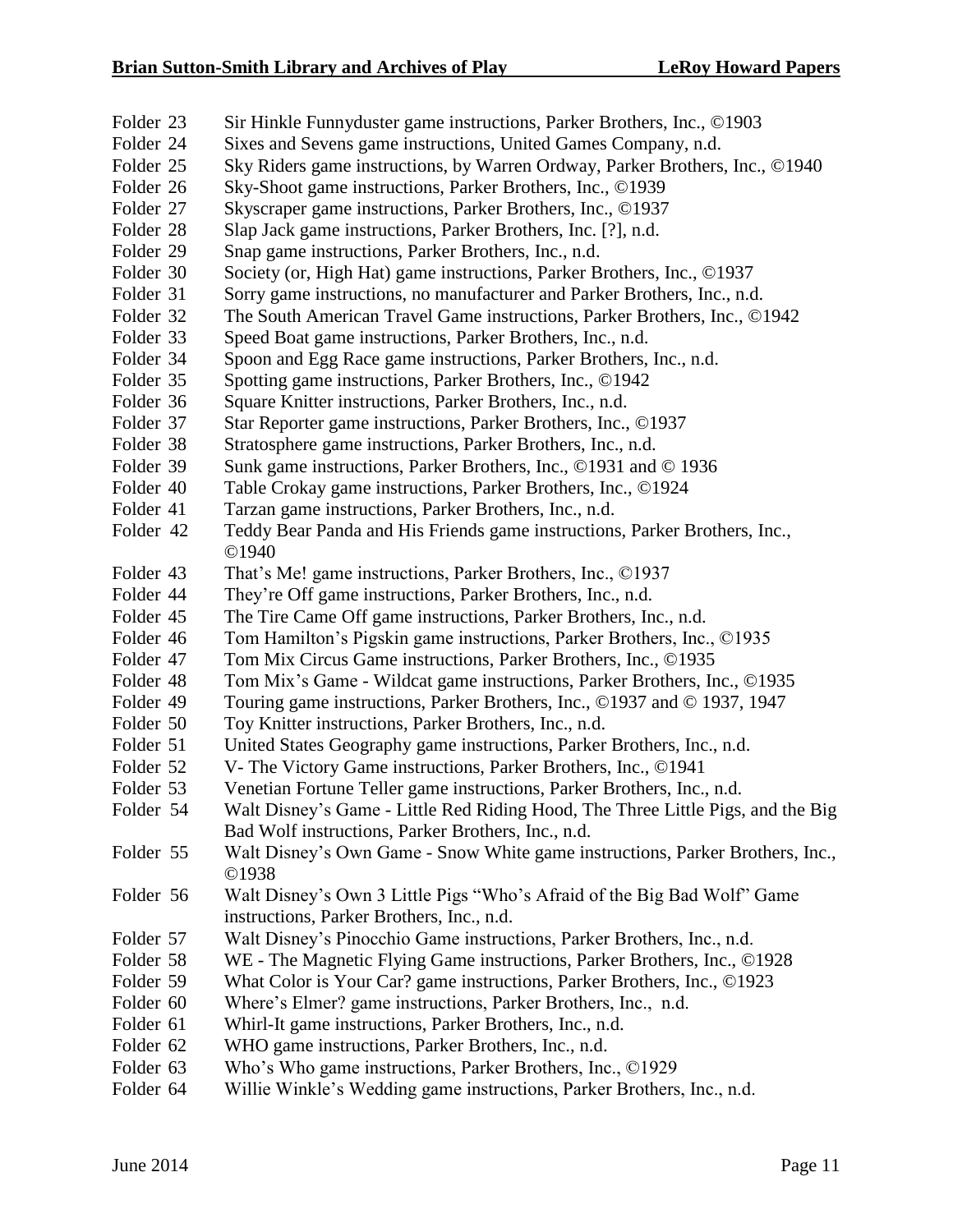Folder 23 Sir Hinkle Funnyduster game instructions, Parker Brothers, Inc., ©1903
Folder 24 Sixes and Sevens game instructions, United Games Company, n.d.
Folder 25 Sky Riders game instructions, by Warren Ordway, Parker Brothers, Inc., ©1940
Folder 26 Sky-Shoot game instructions, Parker Brothers, Inc., ©1939
Folder 27 Skyscraper game instructions, Parker Brothers, Inc., ©1937
Folder 28 Slap Jack game instructions, Parker Brothers, Inc. [?], n.d.
Folder 29 Snap game instructions, Parker Brothers, Inc., n.d.
Folder 30 Society (or, High Hat) game instructions, Parker Brothers, Inc., ©1937
Folder 31 Sorry game instructions, no manufacturer and Parker Brothers, Inc., n.d.
Folder 32 The South American Travel Game instructions, Parker Brothers, Inc., ©1942
Folder 33 Speed Boat game instructions, Parker Brothers, Inc., n.d.
Folder 34 Spoon and Egg Race game instructions, Parker Brothers, Inc., n.d.
Folder 35 Spotting game instructions, Parker Brothers, Inc., ©1942
Folder 36 Square Knitter instructions, Parker Brothers, Inc., n.d.
Folder 37 Star Reporter game instructions, Parker Brothers, Inc., ©1937
Folder 38 Stratosphere game instructions, Parker Brothers, Inc., n.d.
Folder 39 Sunk game instructions, Parker Brothers, Inc., ©1931 and © 1936
Folder 40 Table Crokay game instructions, Parker Brothers, Inc., ©1924
Folder 41 Tarzan game instructions, Parker Brothers, Inc., n.d.
Folder 42 Teddy Bear Panda and His Friends game instructions, Parker Brothers, Inc., ©1940
Folder 43 That's Me! game instructions, Parker Brothers, Inc., ©1937
Folder 44 They're Off game instructions, Parker Brothers, Inc., n.d.
Folder 45 The Tire Came Off game instructions, Parker Brothers, Inc., n.d.
Folder 46 Tom Hamilton's Pigskin game instructions, Parker Brothers, Inc., ©1935
Folder 47 Tom Mix Circus Game instructions, Parker Brothers, Inc., ©1935
Folder 48 Tom Mix's Game - Wildcat game instructions, Parker Brothers, Inc., ©1935
Folder 49 Touring game instructions, Parker Brothers, Inc., ©1937 and © 1937, 1947
Folder 50 Toy Knitter instructions, Parker Brothers, Inc., n.d.
Folder 51 United States Geography game instructions, Parker Brothers, Inc., n.d.
Folder 52 V- The Victory Game instructions, Parker Brothers, Inc., ©1941
Folder 53 Venetian Fortune Teller game instructions, Parker Brothers, Inc., n.d.
Folder 54 Walt Disney's Game - Little Red Riding Hood, The Three Little Pigs, and the Big Bad Wolf instructions, Parker Brothers, Inc., n.d.
Folder 55 Walt Disney's Own Game - Snow White game instructions, Parker Brothers, Inc., ©1938
Folder 56 Walt Disney's Own 3 Little Pigs "Who's Afraid of the Big Bad Wolf" Game instructions, Parker Brothers, Inc., n.d.
Folder 57 Walt Disney's Pinocchio Game instructions, Parker Brothers, Inc., n.d.
Folder 58 WE - The Magnetic Flying Game instructions, Parker Brothers, Inc., ©1928
Folder 59 What Color is Your Car? game instructions, Parker Brothers, Inc., ©1923
Folder 60 Where's Elmer? game instructions, Parker Brothers, Inc., n.d.
Folder 61 Whirl-It game instructions, Parker Brothers, Inc., n.d.
Folder 62 WHO game instructions, Parker Brothers, Inc., n.d.
Folder 63 Who's Who game instructions, Parker Brothers, Inc., ©1929
Folder 64 Willie Winkle's Wedding game instructions, Parker Brothers, Inc., n.d.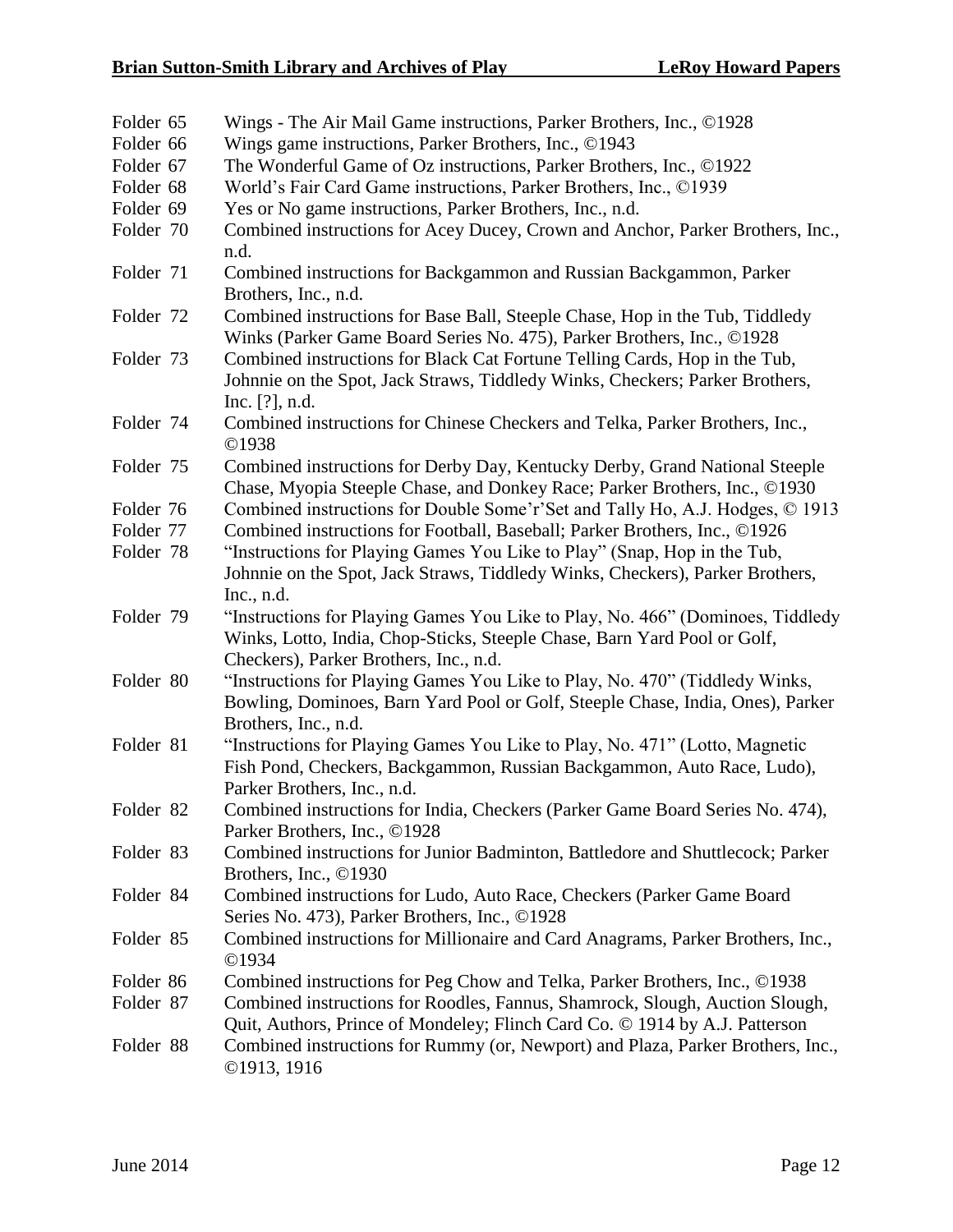| | |
|---|---|
| Folder 65 | Wings - The Air Mail Game instructions, Parker Brothers, Inc., ©1928 |
| Folder 66 | Wings game instructions, Parker Brothers, Inc., ©1943 |
| Folder 67 | The Wonderful Game of Oz instructions, Parker Brothers, Inc., ©1922 |
| Folder 68 | World's Fair Card Game instructions, Parker Brothers, Inc., ©1939 |
| Folder 69 | Yes or No game instructions, Parker Brothers, Inc., n.d. |
| Folder 70 | Combined instructions for Acey Ducey, Crown and Anchor, Parker Brothers, Inc., n.d. |
| Folder 71 | Combined instructions for Backgammon and Russian Backgammon, Parker Brothers, Inc., n.d. |
| Folder 72 | Combined instructions for Base Ball, Steeple Chase, Hop in the Tub, Tiddledy Winks (Parker Game Board Series No. 475), Parker Brothers, Inc., ©1928 |
| Folder 73 | Combined instructions for Black Cat Fortune Telling Cards, Hop in the Tub, Johnnie on the Spot, Jack Straws, Tiddledy Winks, Checkers; Parker Brothers, Inc. [?], n.d. |
| Folder 74 | Combined instructions for Chinese Checkers and Telka, Parker Brothers, Inc., ©1938 |
| Folder 75 | Combined instructions for Derby Day, Kentucky Derby, Grand National Steeple Chase, Myopia Steeple Chase, and Donkey Race; Parker Brothers, Inc., ©1930 |
| Folder 76 | Combined instructions for Double Some'r'Set and Tally Ho, A.J. Hodges, © 1913 |
| Folder 77 | Combined instructions for Football, Baseball; Parker Brothers, Inc., ©1926 |
| Folder 78 | "Instructions for Playing Games You Like to Play" (Snap, Hop in the Tub, Johnnie on the Spot, Jack Straws, Tiddledy Winks, Checkers), Parker Brothers, Inc., n.d. |
| Folder 79 | "Instructions for Playing Games You Like to Play, No. 466" (Dominoes, Tiddledy Winks, Lotto, India, Chop-Sticks, Steeple Chase, Barn Yard Pool or Golf, Checkers), Parker Brothers, Inc., n.d. |
| Folder 80 | "Instructions for Playing Games You Like to Play, No. 470" (Tiddledy Winks, Bowling, Dominoes, Barn Yard Pool or Golf, Steeple Chase, India, Ones), Parker Brothers, Inc., n.d. |
| Folder 81 | "Instructions for Playing Games You Like to Play, No. 471" (Lotto, Magnetic Fish Pond, Checkers, Backgammon, Russian Backgammon, Auto Race, Ludo), Parker Brothers, Inc., n.d. |
| Folder 82 | Combined instructions for India, Checkers (Parker Game Board Series No. 474), Parker Brothers, Inc., ©1928 |
| Folder 83 | Combined instructions for Junior Badminton, Battledore and Shuttlecock; Parker Brothers, Inc., ©1930 |
| Folder 84 | Combined instructions for Ludo, Auto Race, Checkers (Parker Game Board Series No. 473), Parker Brothers, Inc., ©1928 |
| Folder 85 | Combined instructions for Millionaire and Card Anagrams, Parker Brothers, Inc., ©1934 |
| Folder 86 | Combined instructions for Peg Chow and Telka, Parker Brothers, Inc., ©1938 |
| Folder 87 | Combined instructions for Roodles, Fannus, Shamrock, Slough, Auction Slough, Quit, Authors, Prince of Mondeley; Flinch Card Co. © 1914 by A.J. Patterson |
| Folder 88 | Combined instructions for Rummy (or, Newport) and Plaza, Parker Brothers, Inc., ©1913, 1916 |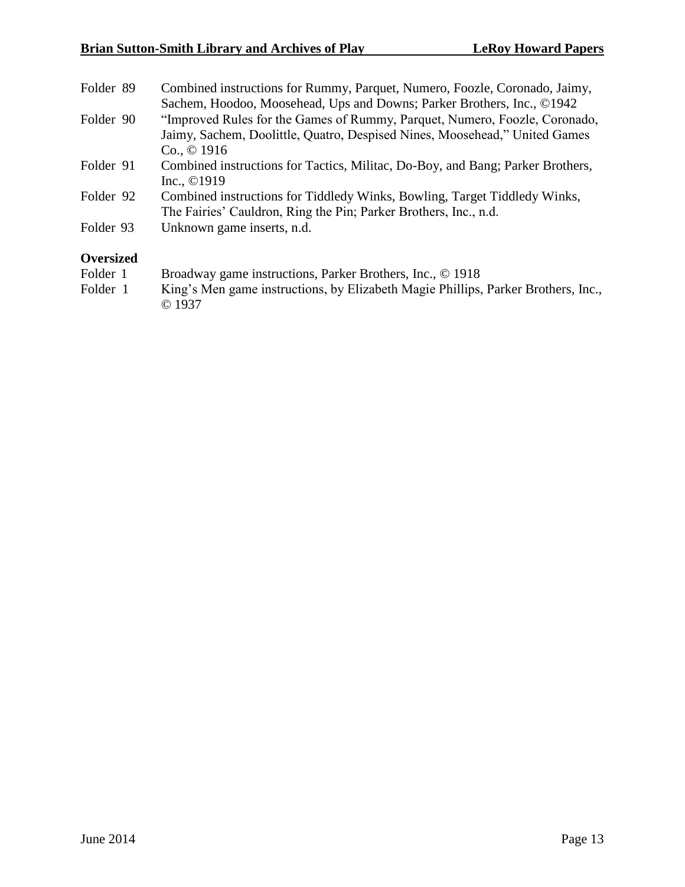Folder 89 Combined instructions for Rummy, Parquet, Numero, Foozle, Coronado, Jaimy, Sachem, Hoodoo, Moosehead, Ups and Downs; Parker Brothers, Inc., ©1942

Folder 90 "Improved Rules for the Games of Rummy, Parquet, Numero, Foozle, Coronado, Jaimy, Sachem, Doolittle, Quatro, Despised Nines, Moosehead," United Games Co., © 1916

Folder 91 Combined instructions for Tactics, Militac, Do-Boy, and Bang; Parker Brothers, Inc., ©1919

Folder 92 Combined instructions for Tiddledy Winks, Bowling, Target Tiddledy Winks, The Fairies' Cauldron, Ring the Pin; Parker Brothers, Inc., n.d.

Folder 93 Unknown game inserts, n.d.

**Oversized**

Folder 1 Broadway game instructions, Parker Brothers, Inc., © 1918

Folder 1 King's Men game instructions, by Elizabeth Magie Phillips, Parker Brothers, Inc., © 1937